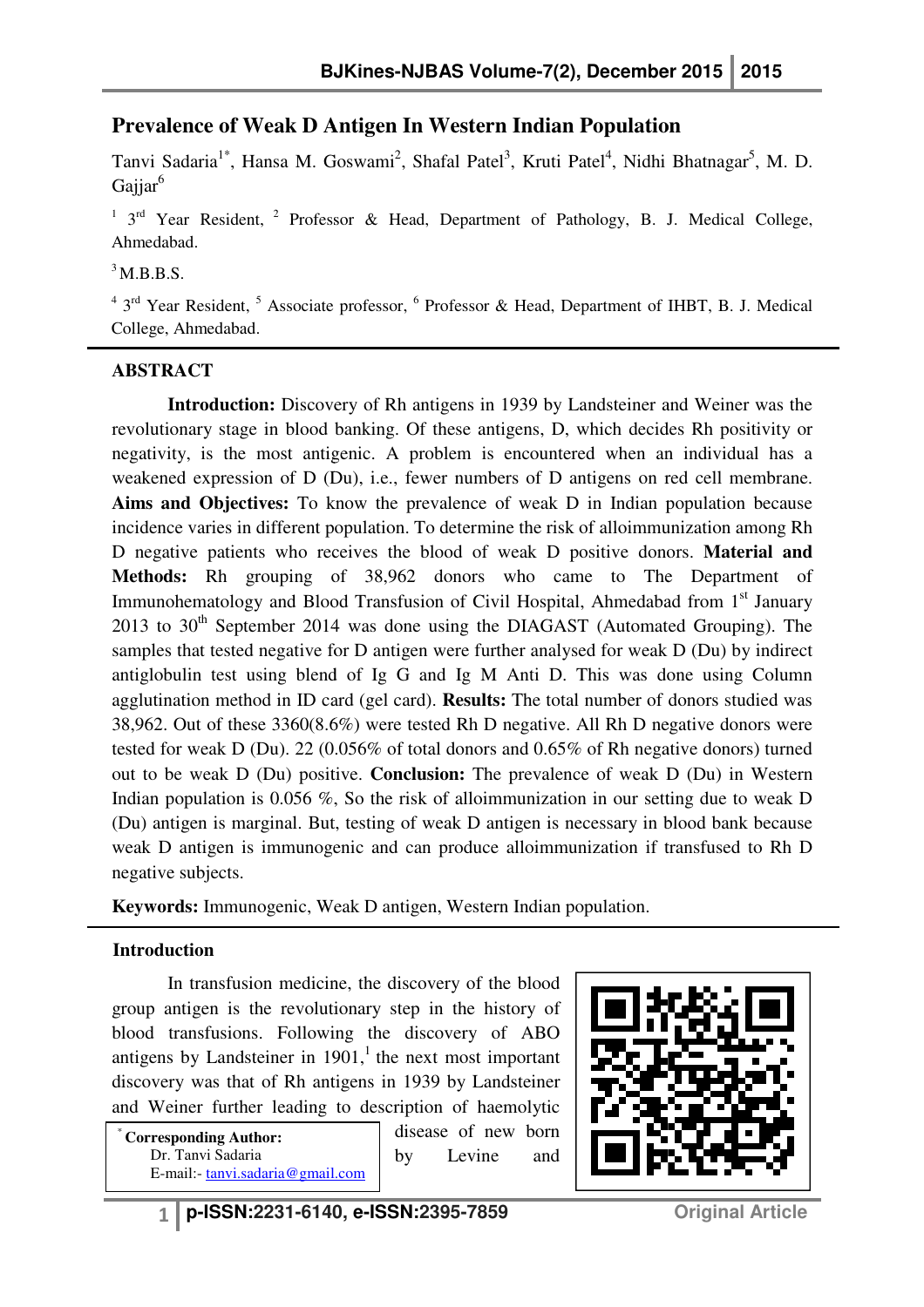# Prevalence of Weak D Antigen In Western Indian Population

Tanvi Sadaria[1*], Hansa M. Goswami[2], Shafal Patel[3], Kruti Patel[4], Nidhi Bhatnagar[5], M. D. Gajjar[6]

[1] 3rd Year Resident, [2] Professor & Head, Department of Pathology, B. J. Medical College, Ahmedabad.

[3] M.B.B.S.

[4] 3rd Year Resident, [5] Associate professor, [6] Professor & Head, Department of IHBT, B. J. Medical College, Ahmedabad.

## ABSTRACT

**Introduction:** Discovery of Rh antigens in 1939 by Landsteiner and Weiner was the revolutionary stage in blood banking. Of these antigens, D, which decides Rh positivity or negativity, is the most antigenic. A problem is encountered when an individual has a weakened expression of D (Du), i.e., fewer numbers of D antigens on red cell membrane. **Aims and Objectives:** To know the prevalence of weak D in Indian population because incidence varies in different population. To determine the risk of alloimmunization among Rh D negative patients who receives the blood of weak D positive donors. **Material and Methods:** Rh grouping of 38,962 donors who came to The Department of Immunohematology and Blood Transfusion of Civil Hospital, Ahmedabad from 1st January 2013 to 30th September 2014 was done using the DIAGAST (Automated Grouping). The samples that tested negative for D antigen were further analysed for weak D (Du) by indirect antiglobulin test using blend of Ig G and Ig M Anti D. This was done using Column agglutination method in ID card (gel card). **Results:** The total number of donors studied was 38,962. Out of these 3360(8.6%) were tested Rh D negative. All Rh D negative donors were tested for weak D (Du). 22 (0.056% of total donors and 0.65% of Rh negative donors) turned out to be weak D (Du) positive. **Conclusion:** The prevalence of weak D (Du) in Western Indian population is 0.056 %, So the risk of alloimmunization in our setting due to weak D (Du) antigen is marginal. But, testing of weak D antigen is necessary in blood bank because weak D antigen is immunogenic and can produce alloimmunization if transfused to Rh D negative subjects.

**Keywords:** Immunogenic, Weak D antigen, Western Indian population.

## Introduction

In transfusion medicine, the discovery of the blood group antigen is the revolutionary step in the history of blood transfusions. Following the discovery of ABO antigens by Landsteiner in 1901,[1] the next most important discovery was that of Rh antigens in 1939 by Landsteiner and Weiner further leading to description of haemolytic disease of new born by Levine and

[*] **Corresponding Author:**
Dr. Tanvi Sadaria
E-mail:- tanvi.sadaria@gmail.com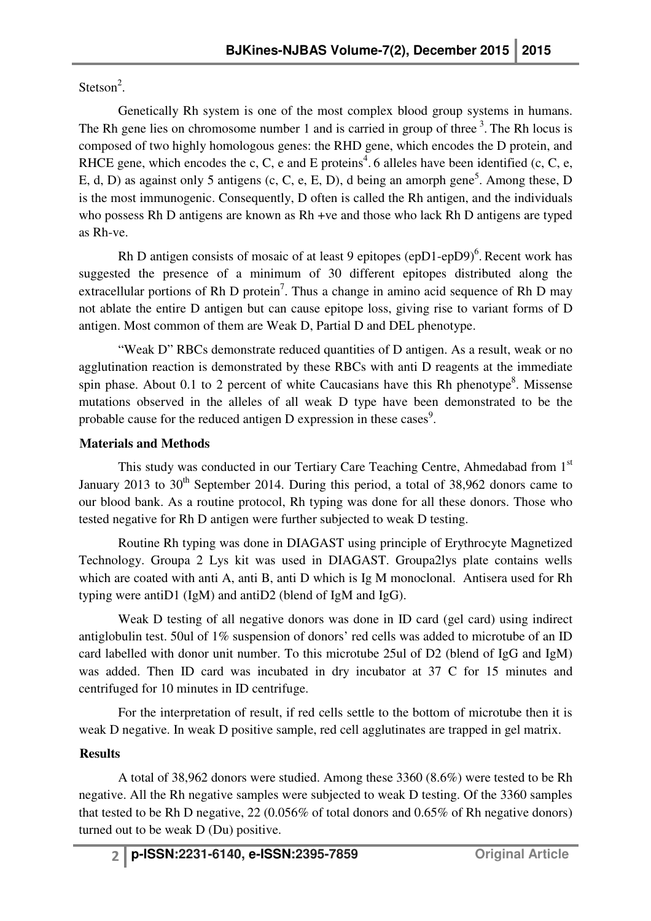Stetson[2].

Genetically Rh system is one of the most complex blood group systems in humans. The Rh gene lies on chromosome number 1 and is carried in group of three [3]. The Rh locus is composed of two highly homologous genes: the RHD gene, which encodes the D protein, and RHCE gene, which encodes the c, C, e and E proteins[4]. 6 alleles have been identified (c, C, e, E, d, D) as against only 5 antigens (c, C, e, E, D), d being an amorph gene[5]. Among these, D is the most immunogenic. Consequently, D often is called the Rh antigen, and the individuals who possess Rh D antigens are known as Rh +ve and those who lack Rh D antigens are typed as Rh-ve.

Rh D antigen consists of mosaic of at least 9 epitopes (epD1-epD9)[6]. Recent work has suggested the presence of a minimum of 30 different epitopes distributed along the extracellular portions of Rh D protein[7]. Thus a change in amino acid sequence of Rh D may not ablate the entire D antigen but can cause epitope loss, giving rise to variant forms of D antigen. Most common of them are Weak D, Partial D and DEL phenotype.

"Weak D" RBCs demonstrate reduced quantities of D antigen. As a result, weak or no agglutination reaction is demonstrated by these RBCs with anti D reagents at the immediate spin phase. About 0.1 to 2 percent of white Caucasians have this Rh phenotype[8]. Missense mutations observed in the alleles of all weak D type have been demonstrated to be the probable cause for the reduced antigen D expression in these cases[9].

**Materials and Methods**

This study was conducted in our Tertiary Care Teaching Centre, Ahmedabad from 1st January 2013 to 30th September 2014. During this period, a total of 38,962 donors came to our blood bank. As a routine protocol, Rh typing was done for all these donors. Those who tested negative for Rh D antigen were further subjected to weak D testing.

Routine Rh typing was done in DIAGAST using principle of Erythrocyte Magnetized Technology. Groupa 2 Lys kit was used in DIAGAST. Groupa2lys plate contains wells which are coated with anti A, anti B, anti D which is Ig M monoclonal. Antisera used for Rh typing were antiD1 (IgM) and antiD2 (blend of IgM and IgG).

Weak D testing of all negative donors was done in ID card (gel card) using indirect antiglobulin test. 50ul of 1% suspension of donors' red cells was added to microtube of an ID card labelled with donor unit number. To this microtube 25ul of D2 (blend of IgG and IgM) was added. Then ID card was incubated in dry incubator at 37 C for 15 minutes and centrifuged for 10 minutes in ID centrifuge.

For the interpretation of result, if red cells settle to the bottom of microtube then it is weak D negative. In weak D positive sample, red cell agglutinates are trapped in gel matrix.

**Results**

A total of 38,962 donors were studied. Among these 3360 (8.6%) were tested to be Rh negative. All the Rh negative samples were subjected to weak D testing. Of the 3360 samples that tested to be Rh D negative, 22 (0.056% of total donors and 0.65% of Rh negative donors) turned out to be weak D (Du) positive.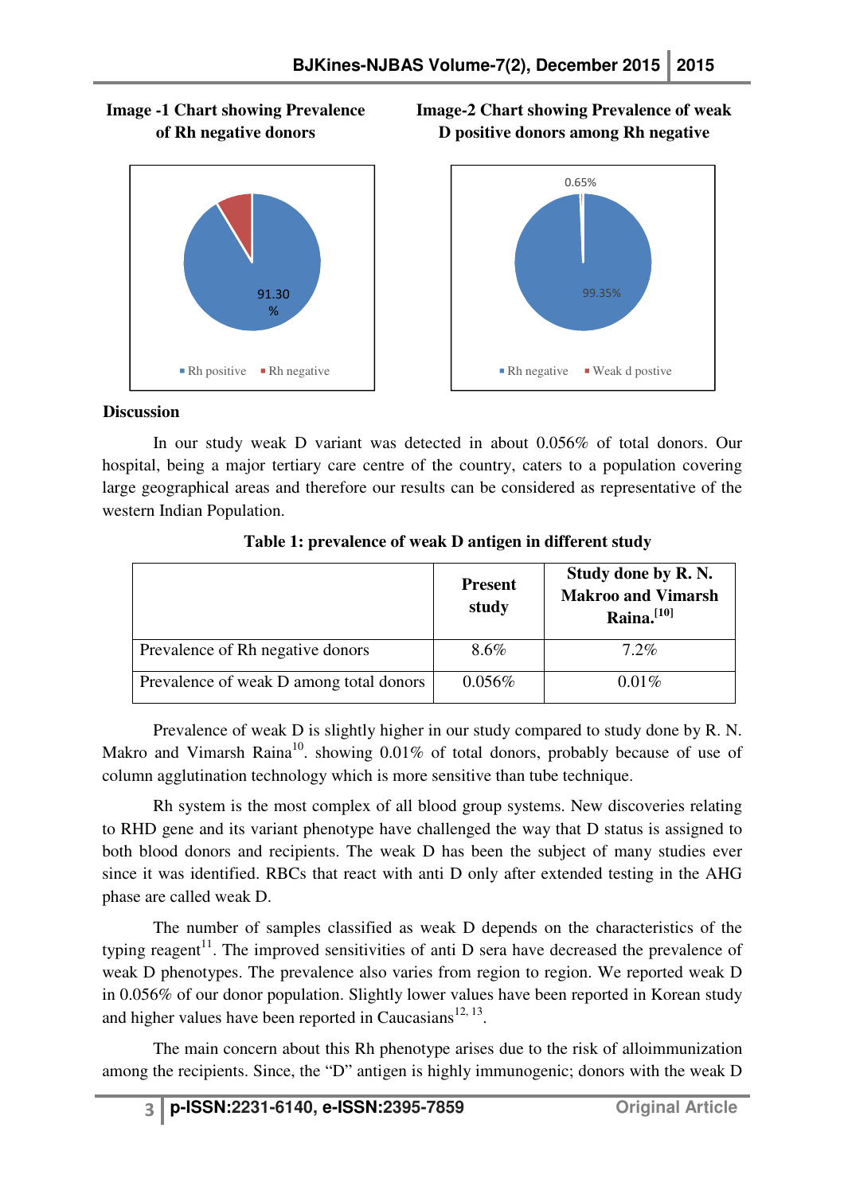**Image -1 Chart showing Prevalence of Rh negative donors**

**Image-2 Chart showing Prevalence of weak D positive donors among Rh negative**

## Discussion

In our study weak D variant was detected in about 0.056% of total donors. Our hospital, being a major tertiary care centre of the country, caters to a population covering large geographical areas and therefore our results can be considered as representative of the western Indian Population.

**Table 1: prevalence of weak D antigen in different study**

| | Present study | Study done by R. N. Makroo and Vimarsh Raina.[10] |
|---|---|---|
| Prevalence of Rh negative donors | 8.6% | 7.2% |
| Prevalence of weak D among total donors | 0.056% | 0.01% |

Prevalence of weak D is slightly higher in our study compared to study done by R. N. Makro and Vimarsh Raina[10]. showing 0.01% of total donors, probably because of use of column agglutination technology which is more sensitive than tube technique.

Rh system is the most complex of all blood group systems. New discoveries relating to RHD gene and its variant phenotype have challenged the way that D status is assigned to both blood donors and recipients. The weak D has been the subject of many studies ever since it was identified. RBCs that react with anti D only after extended testing in the AHG phase are called weak D.

The number of samples classified as weak D depends on the characteristics of the typing reagent[11]. The improved sensitivities of anti D sera have decreased the prevalence of weak D phenotypes. The prevalence also varies from region to region. We reported weak D in 0.056% of our donor population. Slightly lower values have been reported in Korean study and higher values have been reported in Caucasians[12, 13].

The main concern about this Rh phenotype arises due to the risk of alloimmunization among the recipients. Since, the "D" antigen is highly immunogenic; donors with the weak D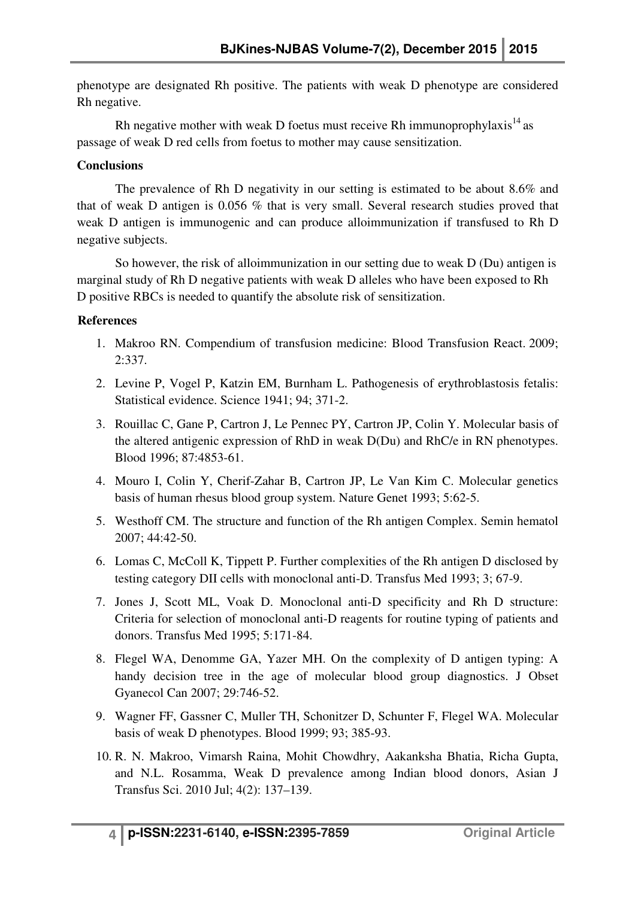phenotype are designated Rh positive. The patients with weak D phenotype are considered Rh negative.

Rh negative mother with weak D foetus must receive Rh immunoprophylaxis[14] as passage of weak D red cells from foetus to mother may cause sensitization.

**Conclusions**

The prevalence of Rh D negativity in our setting is estimated to be about 8.6% and that of weak D antigen is 0.056 % that is very small. Several research studies proved that weak D antigen is immunogenic and can produce alloimmunization if transfused to Rh D negative subjects.

So however, the risk of alloimmunization in our setting due to weak D (Du) antigen is marginal study of Rh D negative patients with weak D alleles who have been exposed to Rh D positive RBCs is needed to quantify the absolute risk of sensitization.

**References**

1. Makroo RN. Compendium of transfusion medicine: Blood Transfusion React. 2009; 2:337.
2. Levine P, Vogel P, Katzin EM, Burnham L. Pathogenesis of erythroblastosis fetalis: Statistical evidence. Science 1941; 94; 371-2.
3. Rouillac C, Gane P, Cartron J, Le Pennec PY, Cartron JP, Colin Y. Molecular basis of the altered antigenic expression of RhD in weak D(Du) and RhC/e in RN phenotypes. Blood 1996; 87:4853-61.
4. Mouro I, Colin Y, Cherif-Zahar B, Cartron JP, Le Van Kim C. Molecular genetics basis of human rhesus blood group system. Nature Genet 1993; 5:62-5.
5. Westhoff CM. The structure and function of the Rh antigen Complex. Semin hematol 2007; 44:42-50.
6. Lomas C, McColl K, Tippett P. Further complexities of the Rh antigen D disclosed by testing category DII cells with monoclonal anti-D. Transfus Med 1993; 3; 67-9.
7. Jones J, Scott ML, Voak D. Monoclonal anti-D specificity and Rh D structure: Criteria for selection of monoclonal anti-D reagents for routine typing of patients and donors. Transfus Med 1995; 5:171-84.
8. Flegel WA, Denomme GA, Yazer MH. On the complexity of D antigen typing: A handy decision tree in the age of molecular blood group diagnostics. J Obset Gyanecol Can 2007; 29:746-52.
9. Wagner FF, Gassner C, Muller TH, Schonitzer D, Schunter F, Flegel WA. Molecular basis of weak D phenotypes. Blood 1999; 93; 385-93.
10. R. N. Makroo, Vimarsh Raina, Mohit Chowdhry, Aakanksha Bhatia, Richa Gupta, and N.L. Rosamma, Weak D prevalence among Indian blood donors, Asian J Transfus Sci. 2010 Jul; 4(2): 137–139.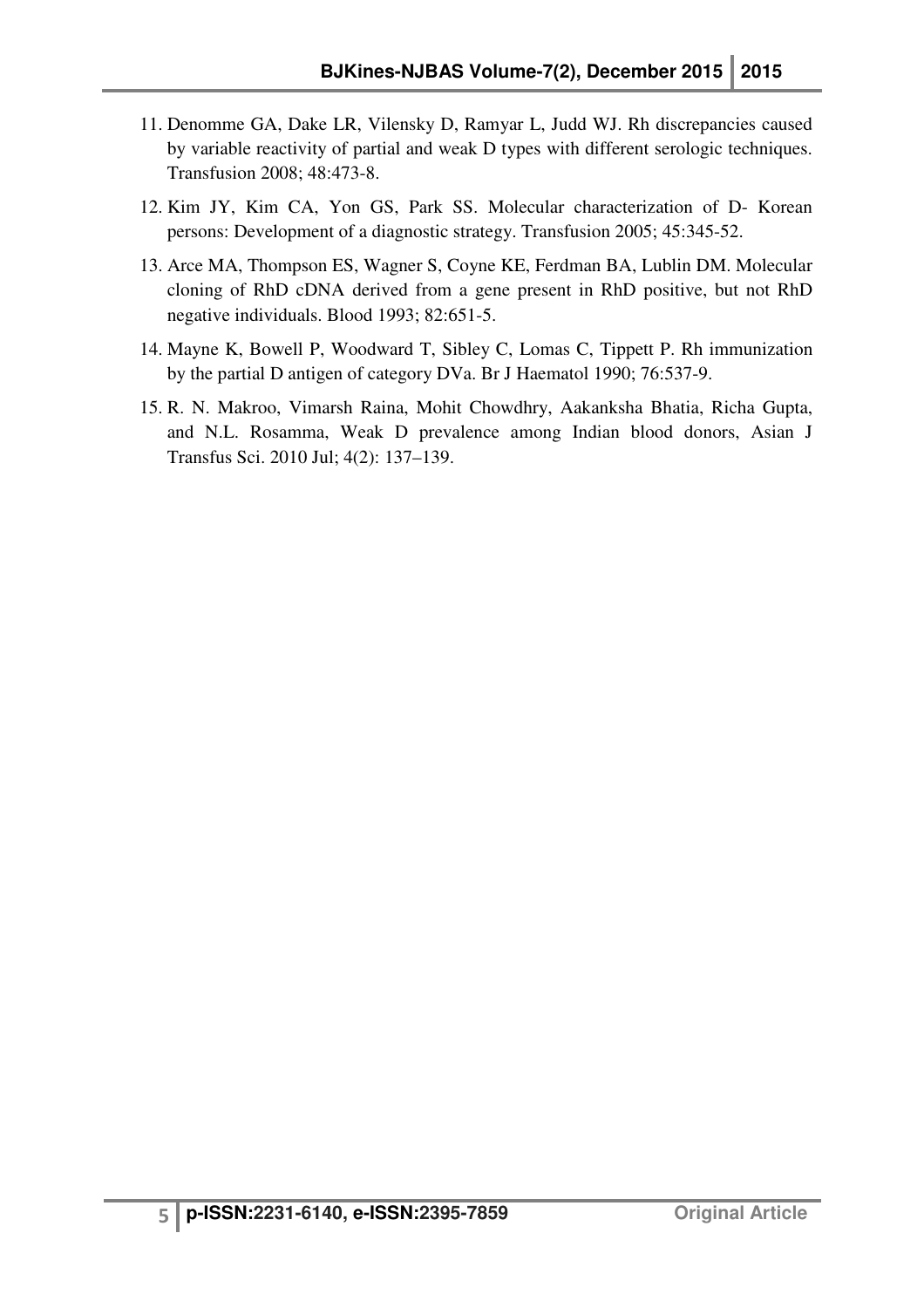11. Denomme GA, Dake LR, Vilensky D, Ramyar L, Judd WJ. Rh discrepancies caused by variable reactivity of partial and weak D types with different serologic techniques. Transfusion 2008; 48:473-8.

12. Kim JY, Kim CA, Yon GS, Park SS. Molecular characterization of D- Korean persons: Development of a diagnostic strategy. Transfusion 2005; 45:345-52.

13. Arce MA, Thompson ES, Wagner S, Coyne KE, Ferdman BA, Lublin DM. Molecular cloning of RhD cDNA derived from a gene present in RhD positive, but not RhD negative individuals. Blood 1993; 82:651-5.

14. Mayne K, Bowell P, Woodward T, Sibley C, Lomas C, Tippett P. Rh immunization by the partial D antigen of category DVa. Br J Haematol 1990; 76:537-9.

15. R. N. Makroo, Vimarsh Raina, Mohit Chowdhry, Aakanksha Bhatia, Richa Gupta, and N.L. Rosamma, Weak D prevalence among Indian blood donors, Asian J Transfus Sci. 2010 Jul; 4(2): 137–139.